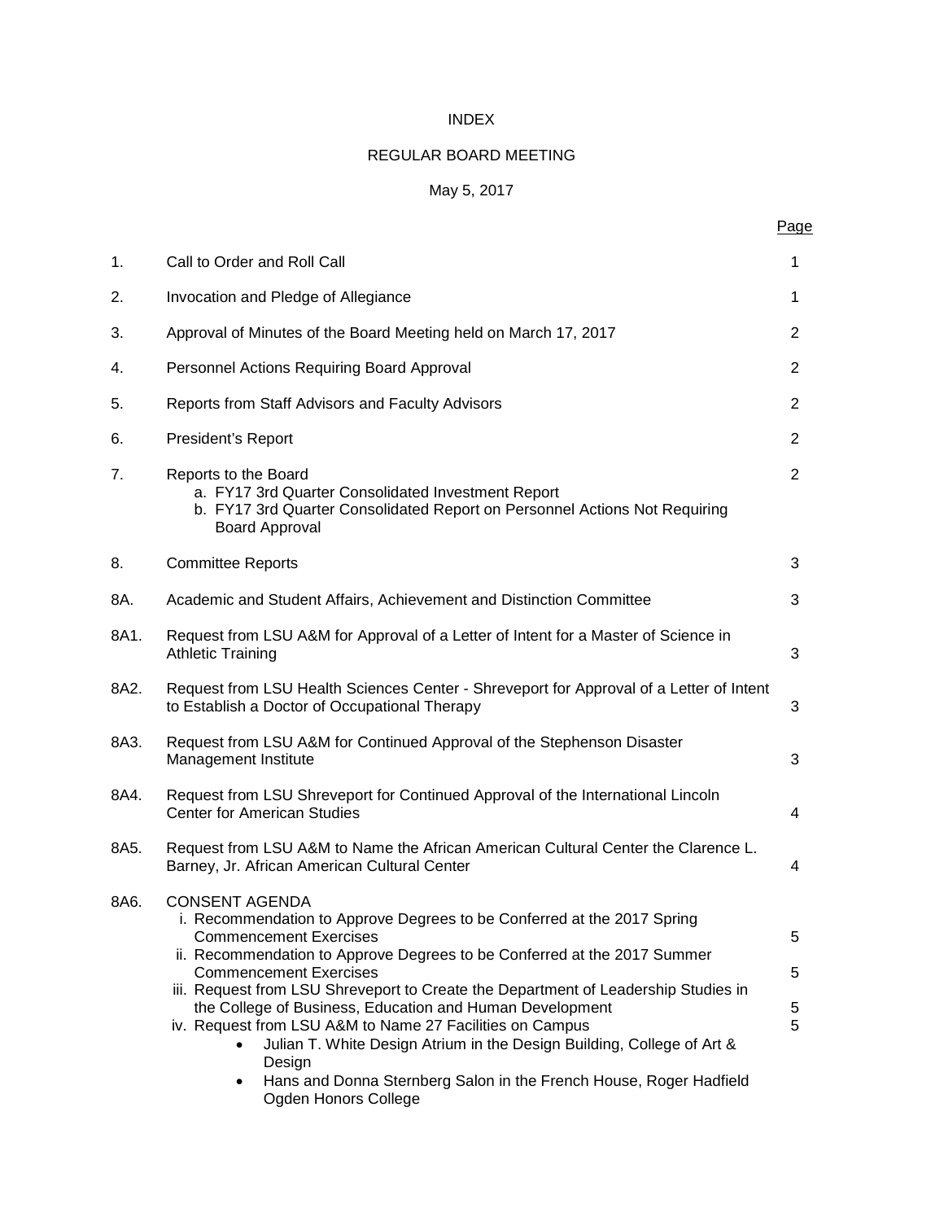# INDEX

## REGULAR BOARD MEETING

May 5, 2017

| | | Page |
|---|---|---|
| 1. | Call to Order and Roll Call | 1 |
| 2. | Invocation and Pledge of Allegiance | 1 |
| 3. | Approval of Minutes of the Board Meeting held on March 17, 2017 | 2 |
| 4. | Personnel Actions Requiring Board Approval | 2 |
| 5. | Reports from Staff Advisors and Faculty Advisors | 2 |
| 6. | President's Report | 2 |
| 7. | Reports to the Board<br>a. FY17 3rd Quarter Consolidated Investment Report<br>b. FY17 3rd Quarter Consolidated Report on Personnel Actions Not Requiring Board Approval | 2 |
| 8. | Committee Reports | 3 |
| 8A. | Academic and Student Affairs, Achievement and Distinction Committee | 3 |
| 8A1. | Request from LSU A&M for Approval of a Letter of Intent for a Master of Science in Athletic Training | 3 |
| 8A2. | Request from LSU Health Sciences Center - Shreveport for Approval of a Letter of Intent to Establish a Doctor of Occupational Therapy | 3 |
| 8A3. | Request from LSU A&M for Continued Approval of the Stephenson Disaster Management Institute | 3 |
| 8A4. | Request from LSU Shreveport for Continued Approval of the International Lincoln Center for American Studies | 4 |
| 8A5. | Request from LSU A&M to Name the African American Cultural Center the Clarence L. Barney, Jr. African American Cultural Center | 4 |
| 8A6. | CONSENT AGENDA | |
| | i. Recommendation to Approve Degrees to be Conferred at the 2017 Spring Commencement Exercises | 5 |
| | ii. Recommendation to Approve Degrees to be Conferred at the 2017 Summer Commencement Exercises | 5 |
| | iii. Request from LSU Shreveport to Create the Department of Leadership Studies in the College of Business, Education and Human Development | 5 |
| | iv. Request from LSU A&M to Name 27 Facilities on Campus<br>• Julian T. White Design Atrium in the Design Building, College of Art & Design<br>• Hans and Donna Sternberg Salon in the French House, Roger Hadfield Ogden Honors College | 5 |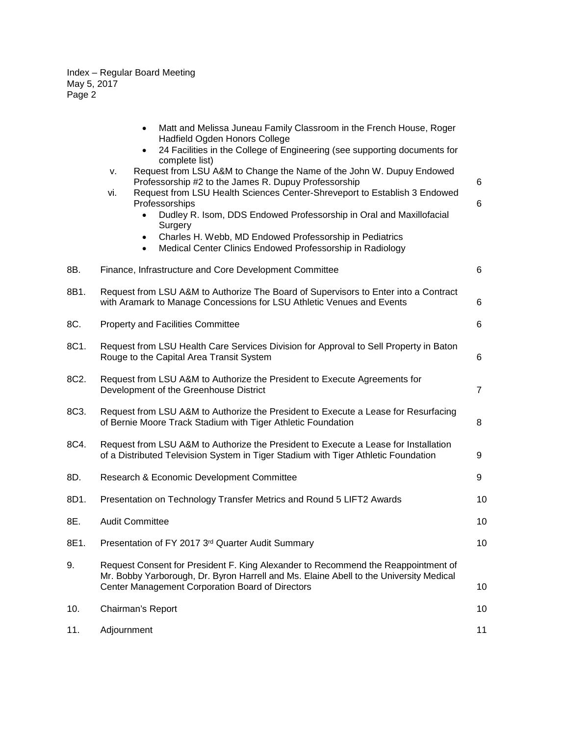Index – Regular Board Meeting
May 5, 2017

| | | |
|---|---|---|
| | • Matt and Melissa Juneau Family Classroom in the French House, Roger Hadfield Ogden Honors College<br>• 24 Facilities in the College of Engineering (see supporting documents for complete list) | |
| | v. Request from LSU A&M to Change the Name of the John W. Dupuy Endowed Professorship #2 to the James R. Dupuy Professorship | 6 |
| | vi. Request from LSU Health Sciences Center-Shreveport to Establish 3 Endowed Professorships<br>• Dudley R. Isom, DDS Endowed Professorship in Oral and Maxillofacial Surgery<br>• Charles H. Webb, MD Endowed Professorship in Pediatrics<br>• Medical Center Clinics Endowed Professorship in Radiology | 6 |
| 8B. | Finance, Infrastructure and Core Development Committee | 6 |
| 8B1. | Request from LSU A&M to Authorize The Board of Supervisors to Enter into a Contract with Aramark to Manage Concessions for LSU Athletic Venues and Events | 6 |
| 8C. | Property and Facilities Committee | 6 |
| 8C1. | Request from LSU Health Care Services Division for Approval to Sell Property in Baton Rouge to the Capital Area Transit System | 6 |
| 8C2. | Request from LSU A&M to Authorize the President to Execute Agreements for Development of the Greenhouse District | 7 |
| 8C3. | Request from LSU A&M to Authorize the President to Execute a Lease for Resurfacing of Bernie Moore Track Stadium with Tiger Athletic Foundation | 8 |
| 8C4. | Request from LSU A&M to Authorize the President to Execute a Lease for Installation of a Distributed Television System in Tiger Stadium with Tiger Athletic Foundation | 9 |
| 8D. | Research & Economic Development Committee | 9 |
| 8D1. | Presentation on Technology Transfer Metrics and Round 5 LIFT2 Awards | 10 |
| 8E. | Audit Committee | 10 |
| 8E1. | Presentation of FY 2017 3rd Quarter Audit Summary | 10 |
| 9. | Request Consent for President F. King Alexander to Recommend the Reappointment of Mr. Bobby Yarborough, Dr. Byron Harrell and Ms. Elaine Abell to the University Medical Center Management Corporation Board of Directors | 10 |
| 10. | Chairman's Report | 10 |
| 11. | Adjournment | 11 |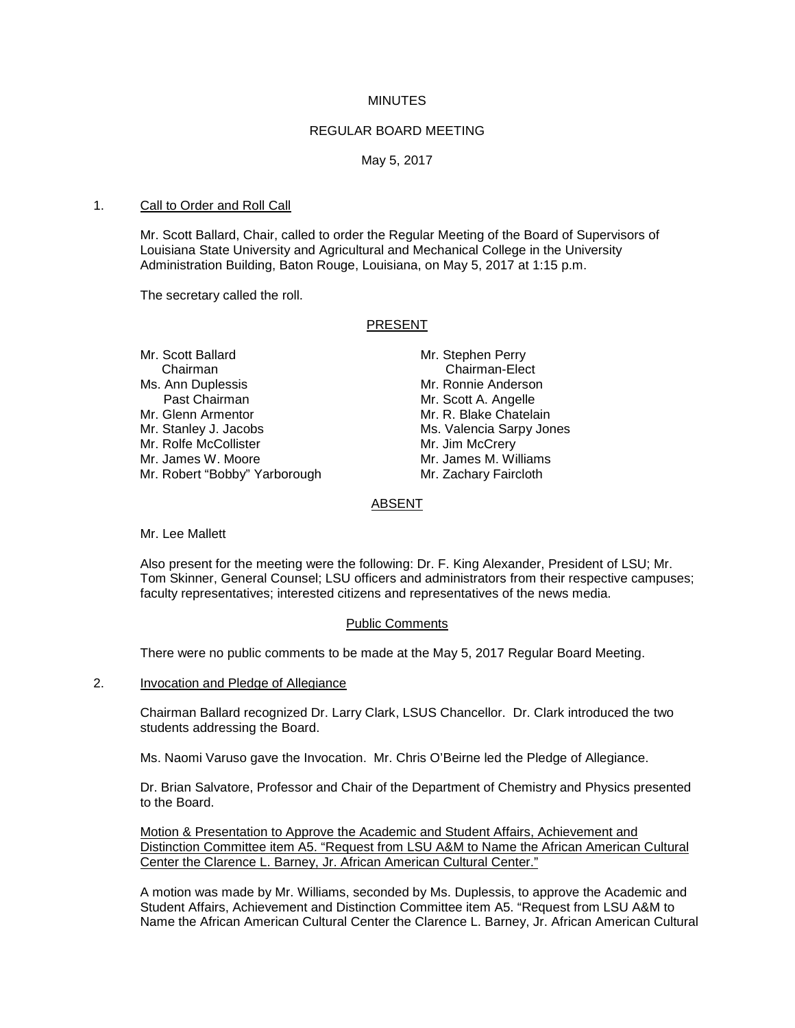MINUTES

REGULAR BOARD MEETING

May 5, 2017

1. Call to Order and Roll Call

   Mr. Scott Ballard, Chair, called to order the Regular Meeting of the Board of Supervisors of Louisiana State University and Agricultural and Mechanical College in the University Administration Building, Baton Rouge, Louisiana, on May 5, 2017 at 1:15 p.m.

   The secretary called the roll.

PRESENT

Mr. Scott Ballard
   Chairman
Ms. Ann Duplessis
   Past Chairman
Mr. Glenn Armentor
Mr. Stanley J. Jacobs
Mr. Rolfe McCollister
Mr. James W. Moore
Mr. Robert "Bobby" Yarborough
Mr. Stephen Perry
   Chairman-Elect
Mr. Ronnie Anderson
Mr. Scott A. Angelle
Mr. R. Blake Chatelain
Ms. Valencia Sarpy Jones
Mr. Jim McCrery
Mr. James M. Williams
Mr. Zachary Faircloth

ABSENT

Mr. Lee Mallett

Also present for the meeting were the following: Dr. F. King Alexander, President of LSU; Mr. Tom Skinner, General Counsel; LSU officers and administrators from their respective campuses; faculty representatives; interested citizens and representatives of the news media.

Public Comments

There were no public comments to be made at the May 5, 2017 Regular Board Meeting.

2. Invocation and Pledge of Allegiance

   Chairman Ballard recognized Dr. Larry Clark, LSUS Chancellor. Dr. Clark introduced the two students addressing the Board.

   Ms. Naomi Varuso gave the Invocation. Mr. Chris O'Beirne led the Pledge of Allegiance.

   Dr. Brian Salvatore, Professor and Chair of the Department of Chemistry and Physics presented to the Board.

   Motion & Presentation to Approve the Academic and Student Affairs, Achievement and Distinction Committee item A5. "Request from LSU A&M to Name the African American Cultural Center the Clarence L. Barney, Jr. African American Cultural Center."

   A motion was made by Mr. Williams, seconded by Ms. Duplessis, to approve the Academic and Student Affairs, Achievement and Distinction Committee item A5. "Request from LSU A&M to Name the African American Cultural Center the Clarence L. Barney, Jr. African American Cultural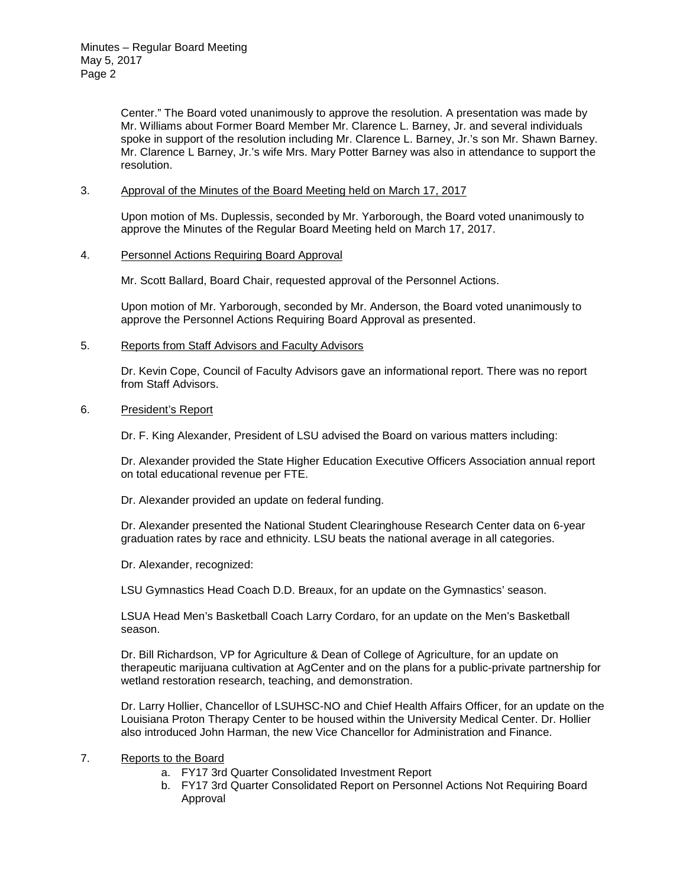Center." The Board voted unanimously to approve the resolution. A presentation was made by Mr. Williams about Former Board Member Mr. Clarence L. Barney, Jr. and several individuals spoke in support of the resolution including Mr. Clarence L. Barney, Jr.'s son Mr. Shawn Barney. Mr. Clarence L Barney, Jr.'s wife Mrs. Mary Potter Barney was also in attendance to support the resolution.

3. Approval of the Minutes of the Board Meeting held on March 17, 2017

Upon motion of Ms. Duplessis, seconded by Mr. Yarborough, the Board voted unanimously to approve the Minutes of the Regular Board Meeting held on March 17, 2017.

4. Personnel Actions Requiring Board Approval

Mr. Scott Ballard, Board Chair, requested approval of the Personnel Actions.

Upon motion of Mr. Yarborough, seconded by Mr. Anderson, the Board voted unanimously to approve the Personnel Actions Requiring Board Approval as presented.

5. Reports from Staff Advisors and Faculty Advisors

Dr. Kevin Cope, Council of Faculty Advisors gave an informational report. There was no report from Staff Advisors.

6. President's Report

Dr. F. King Alexander, President of LSU advised the Board on various matters including:

Dr. Alexander provided the State Higher Education Executive Officers Association annual report on total educational revenue per FTE.

Dr. Alexander provided an update on federal funding.

Dr. Alexander presented the National Student Clearinghouse Research Center data on 6-year graduation rates by race and ethnicity. LSU beats the national average in all categories.

Dr. Alexander, recognized:

LSU Gymnastics Head Coach D.D. Breaux, for an update on the Gymnastics' season.

LSUA Head Men's Basketball Coach Larry Cordaro, for an update on the Men's Basketball season.

Dr. Bill Richardson, VP for Agriculture & Dean of College of Agriculture, for an update on therapeutic marijuana cultivation at AgCenter and on the plans for a public-private partnership for wetland restoration research, teaching, and demonstration.

Dr. Larry Hollier, Chancellor of LSUHSC-NO and Chief Health Affairs Officer, for an update on the Louisiana Proton Therapy Center to be housed within the University Medical Center. Dr. Hollier also introduced John Harman, the new Vice Chancellor for Administration and Finance.

7. Reports to the Board
    a. FY17 3rd Quarter Consolidated Investment Report
    b. FY17 3rd Quarter Consolidated Report on Personnel Actions Not Requiring Board Approval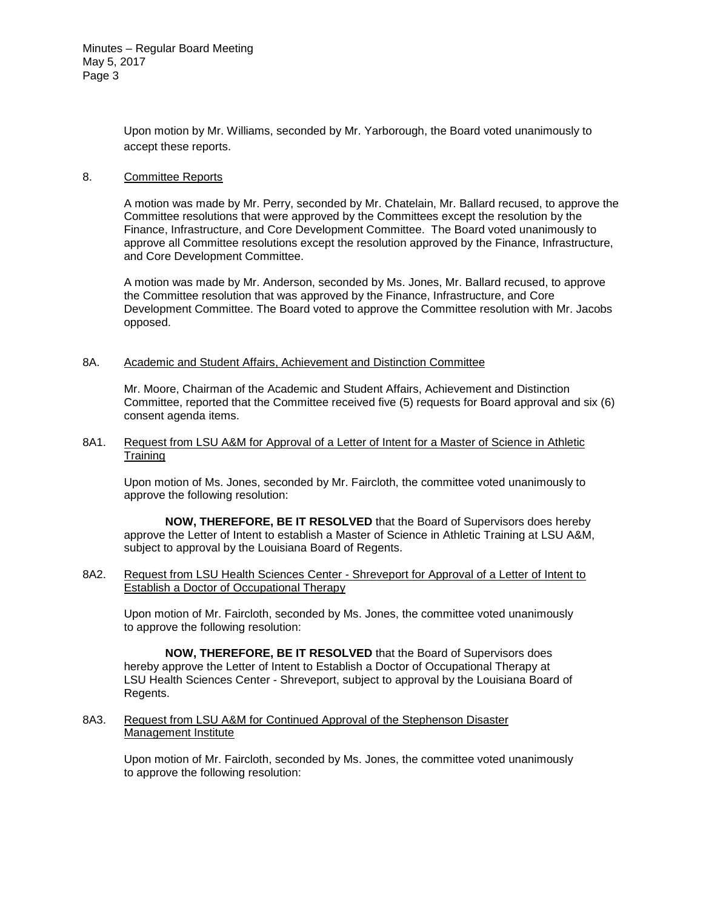Upon motion by Mr. Williams, seconded by Mr. Yarborough, the Board voted unanimously to accept these reports.

## 8. Committee Reports

A motion was made by Mr. Perry, seconded by Mr. Chatelain, Mr. Ballard recused, to approve the Committee resolutions that were approved by the Committees except the resolution by the Finance, Infrastructure, and Core Development Committee. The Board voted unanimously to approve all Committee resolutions except the resolution approved by the Finance, Infrastructure, and Core Development Committee.

A motion was made by Mr. Anderson, seconded by Ms. Jones, Mr. Ballard recused, to approve the Committee resolution that was approved by the Finance, Infrastructure, and Core Development Committee. The Board voted to approve the Committee resolution with Mr. Jacobs opposed.

## 8A. Academic and Student Affairs, Achievement and Distinction Committee

Mr. Moore, Chairman of the Academic and Student Affairs, Achievement and Distinction Committee, reported that the Committee received five (5) requests for Board approval and six (6) consent agenda items.

### 8A1. Request from LSU A&M for Approval of a Letter of Intent for a Master of Science in Athletic Training

Upon motion of Ms. Jones, seconded by Mr. Faircloth, the committee voted unanimously to approve the following resolution:

**NOW, THEREFORE, BE IT RESOLVED** that the Board of Supervisors does hereby approve the Letter of Intent to establish a Master of Science in Athletic Training at LSU A&M, subject to approval by the Louisiana Board of Regents.

### 8A2. Request from LSU Health Sciences Center - Shreveport for Approval of a Letter of Intent to Establish a Doctor of Occupational Therapy

Upon motion of Mr. Faircloth, seconded by Ms. Jones, the committee voted unanimously to approve the following resolution:

**NOW, THEREFORE, BE IT RESOLVED** that the Board of Supervisors does hereby approve the Letter of Intent to Establish a Doctor of Occupational Therapy at LSU Health Sciences Center - Shreveport, subject to approval by the Louisiana Board of Regents.

### 8A3. Request from LSU A&M for Continued Approval of the Stephenson Disaster Management Institute

Upon motion of Mr. Faircloth, seconded by Ms. Jones, the committee voted unanimously to approve the following resolution: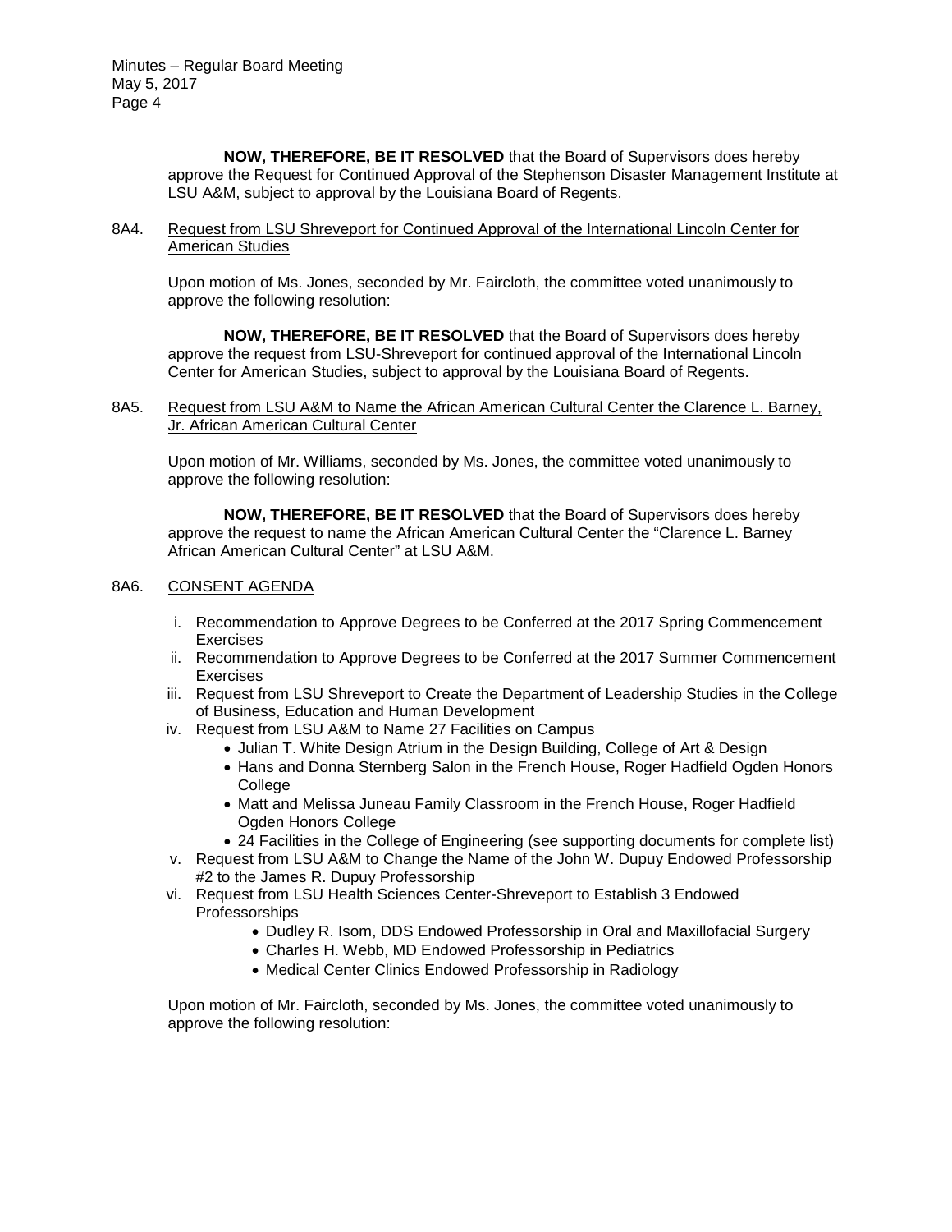**NOW, THEREFORE, BE IT RESOLVED** that the Board of Supervisors does hereby approve the Request for Continued Approval of the Stephenson Disaster Management Institute at LSU A&M, subject to approval by the Louisiana Board of Regents.

8A4. Request from LSU Shreveport for Continued Approval of the International Lincoln Center for American Studies

Upon motion of Ms. Jones, seconded by Mr. Faircloth, the committee voted unanimously to approve the following resolution:

**NOW, THEREFORE, BE IT RESOLVED** that the Board of Supervisors does hereby approve the request from LSU-Shreveport for continued approval of the International Lincoln Center for American Studies, subject to approval by the Louisiana Board of Regents.

8A5. Request from LSU A&M to Name the African American Cultural Center the Clarence L. Barney, Jr. African American Cultural Center

Upon motion of Mr. Williams, seconded by Ms. Jones, the committee voted unanimously to approve the following resolution:

**NOW, THEREFORE, BE IT RESOLVED** that the Board of Supervisors does hereby approve the request to name the African American Cultural Center the "Clarence L. Barney African American Cultural Center" at LSU A&M.

8A6. CONSENT AGENDA

i. Recommendation to Approve Degrees to be Conferred at the 2017 Spring Commencement Exercises
ii. Recommendation to Approve Degrees to be Conferred at the 2017 Summer Commencement Exercises
iii. Request from LSU Shreveport to Create the Department of Leadership Studies in the College of Business, Education and Human Development
iv. Request from LSU A&M to Name 27 Facilities on Campus
   - Julian T. White Design Atrium in the Design Building, College of Art & Design
   - Hans and Donna Sternberg Salon in the French House, Roger Hadfield Ogden Honors College
   - Matt and Melissa Juneau Family Classroom in the French House, Roger Hadfield Ogden Honors College
   - 24 Facilities in the College of Engineering (see supporting documents for complete list)
v. Request from LSU A&M to Change the Name of the John W. Dupuy Endowed Professorship #2 to the James R. Dupuy Professorship
vi. Request from LSU Health Sciences Center-Shreveport to Establish 3 Endowed Professorships
   - Dudley R. Isom, DDS Endowed Professorship in Oral and Maxillofacial Surgery
   - Charles H. Webb, MD Endowed Professorship in Pediatrics
   - Medical Center Clinics Endowed Professorship in Radiology

Upon motion of Mr. Faircloth, seconded by Ms. Jones, the committee voted unanimously to approve the following resolution: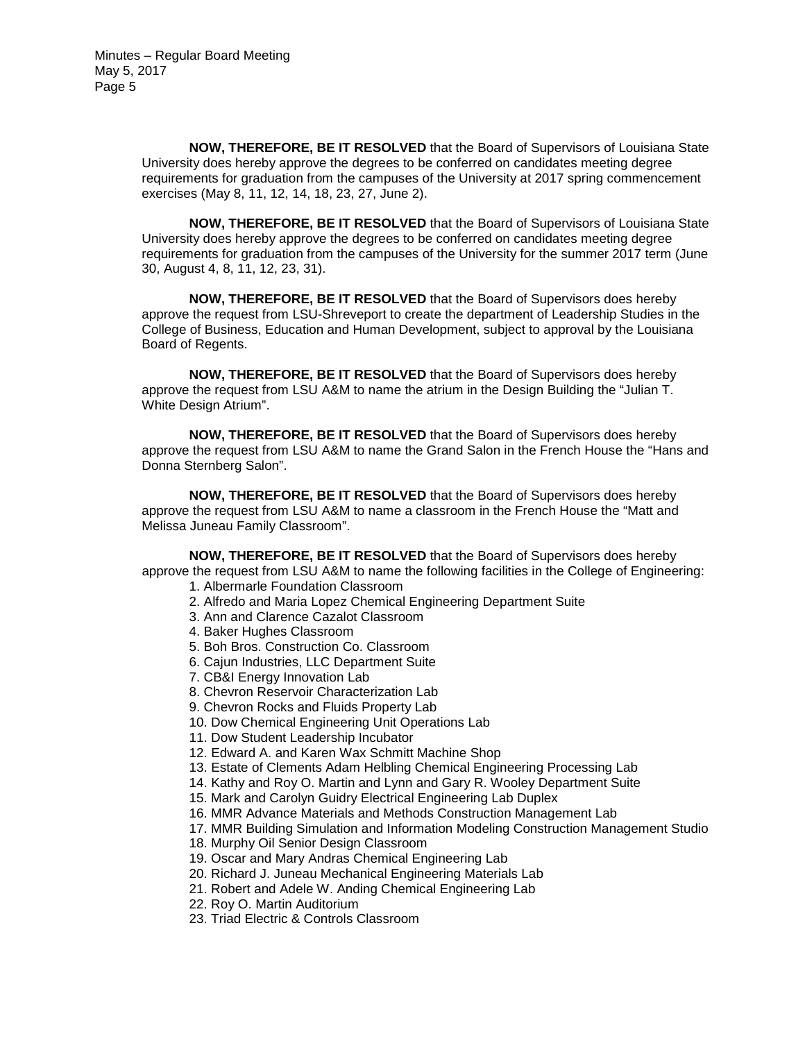**NOW, THEREFORE, BE IT RESOLVED** that the Board of Supervisors of Louisiana State University does hereby approve the degrees to be conferred on candidates meeting degree requirements for graduation from the campuses of the University at 2017 spring commencement exercises (May 8, 11, 12, 14, 18, 23, 27, June 2).

**NOW, THEREFORE, BE IT RESOLVED** that the Board of Supervisors of Louisiana State University does hereby approve the degrees to be conferred on candidates meeting degree requirements for graduation from the campuses of the University for the summer 2017 term (June 30, August 4, 8, 11, 12, 23, 31).

**NOW, THEREFORE, BE IT RESOLVED** that the Board of Supervisors does hereby approve the request from LSU-Shreveport to create the department of Leadership Studies in the College of Business, Education and Human Development, subject to approval by the Louisiana Board of Regents.

**NOW, THEREFORE, BE IT RESOLVED** that the Board of Supervisors does hereby approve the request from LSU A&M to name the atrium in the Design Building the "Julian T. White Design Atrium".

**NOW, THEREFORE, BE IT RESOLVED** that the Board of Supervisors does hereby approve the request from LSU A&M to name the Grand Salon in the French House the "Hans and Donna Sternberg Salon".

**NOW, THEREFORE, BE IT RESOLVED** that the Board of Supervisors does hereby approve the request from LSU A&M to name a classroom in the French House the "Matt and Melissa Juneau Family Classroom".

**NOW, THEREFORE, BE IT RESOLVED** that the Board of Supervisors does hereby approve the request from LSU A&M to name the following facilities in the College of Engineering:

1. Albermarle Foundation Classroom
2. Alfredo and Maria Lopez Chemical Engineering Department Suite
3. Ann and Clarence Cazalot Classroom
4. Baker Hughes Classroom
5. Boh Bros. Construction Co. Classroom
6. Cajun Industries, LLC Department Suite
7. CB&I Energy Innovation Lab
8. Chevron Reservoir Characterization Lab
9. Chevron Rocks and Fluids Property Lab
10. Dow Chemical Engineering Unit Operations Lab
11. Dow Student Leadership Incubator
12. Edward A. and Karen Wax Schmitt Machine Shop
13. Estate of Clements Adam Helbling Chemical Engineering Processing Lab
14. Kathy and Roy O. Martin and Lynn and Gary R. Wooley Department Suite
15. Mark and Carolyn Guidry Electrical Engineering Lab Duplex
16. MMR Advance Materials and Methods Construction Management Lab
17. MMR Building Simulation and Information Modeling Construction Management Studio
18. Murphy Oil Senior Design Classroom
19. Oscar and Mary Andras Chemical Engineering Lab
20. Richard J. Juneau Mechanical Engineering Materials Lab
21. Robert and Adele W. Anding Chemical Engineering Lab
22. Roy O. Martin Auditorium
23. Triad Electric & Controls Classroom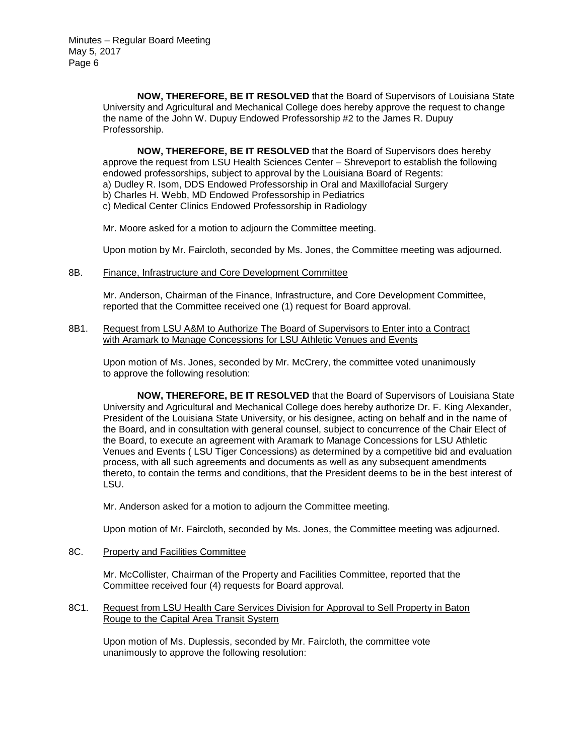**NOW, THEREFORE, BE IT RESOLVED** that the Board of Supervisors of Louisiana State University and Agricultural and Mechanical College does hereby approve the request to change the name of the John W. Dupuy Endowed Professorship #2 to the James R. Dupuy Professorship.

**NOW, THEREFORE, BE IT RESOLVED** that the Board of Supervisors does hereby approve the request from LSU Health Sciences Center – Shreveport to establish the following endowed professorships, subject to approval by the Louisiana Board of Regents:
a) Dudley R. Isom, DDS Endowed Professorship in Oral and Maxillofacial Surgery
b) Charles H. Webb, MD Endowed Professorship in Pediatrics
c) Medical Center Clinics Endowed Professorship in Radiology

Mr. Moore asked for a motion to adjourn the Committee meeting.

Upon motion by Mr. Faircloth, seconded by Ms. Jones, the Committee meeting was adjourned.

8B. Finance, Infrastructure and Core Development Committee

Mr. Anderson, Chairman of the Finance, Infrastructure, and Core Development Committee, reported that the Committee received one (1) request for Board approval.

8B1. Request from LSU A&M to Authorize The Board of Supervisors to Enter into a Contract with Aramark to Manage Concessions for LSU Athletic Venues and Events

Upon motion of Ms. Jones, seconded by Mr. McCrery, the committee voted unanimously to approve the following resolution:

**NOW, THEREFORE, BE IT RESOLVED** that the Board of Supervisors of Louisiana State University and Agricultural and Mechanical College does hereby authorize Dr. F. King Alexander, President of the Louisiana State University, or his designee, acting on behalf and in the name of the Board, and in consultation with general counsel, subject to concurrence of the Chair Elect of the Board, to execute an agreement with Aramark to Manage Concessions for LSU Athletic Venues and Events ( LSU Tiger Concessions) as determined by a competitive bid and evaluation process, with all such agreements and documents as well as any subsequent amendments thereto, to contain the terms and conditions, that the President deems to be in the best interest of LSU.

Mr. Anderson asked for a motion to adjourn the Committee meeting.

Upon motion of Mr. Faircloth, seconded by Ms. Jones, the Committee meeting was adjourned.

8C. Property and Facilities Committee

Mr. McCollister, Chairman of the Property and Facilities Committee, reported that the Committee received four (4) requests for Board approval.

8C1. Request from LSU Health Care Services Division for Approval to Sell Property in Baton Rouge to the Capital Area Transit System

Upon motion of Ms. Duplessis, seconded by Mr. Faircloth, the committee vote unanimously to approve the following resolution: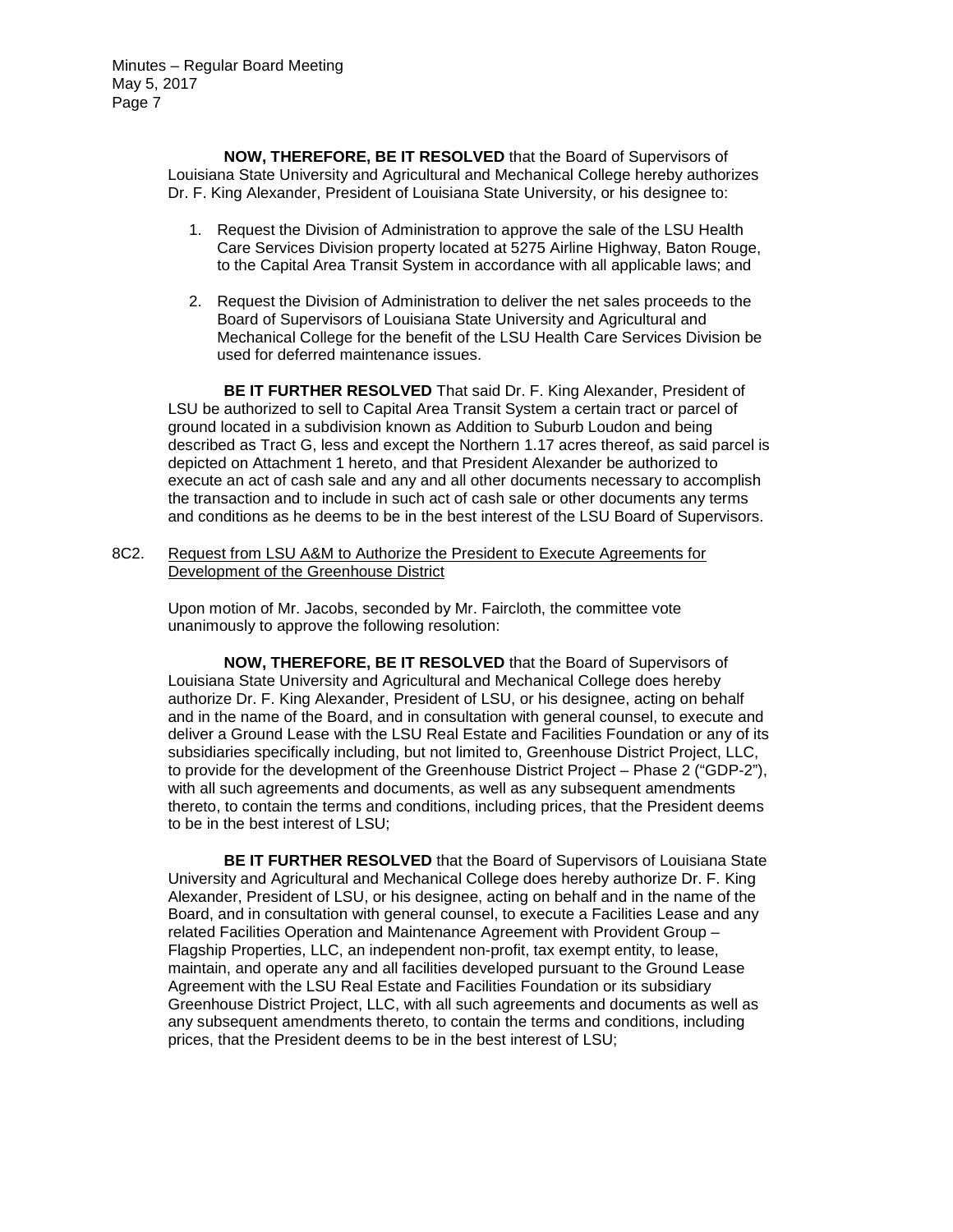**NOW, THEREFORE, BE IT RESOLVED** that the Board of Supervisors of Louisiana State University and Agricultural and Mechanical College hereby authorizes Dr. F. King Alexander, President of Louisiana State University, or his designee to:

1. Request the Division of Administration to approve the sale of the LSU Health Care Services Division property located at 5275 Airline Highway, Baton Rouge, to the Capital Area Transit System in accordance with all applicable laws; and

2. Request the Division of Administration to deliver the net sales proceeds to the Board of Supervisors of Louisiana State University and Agricultural and Mechanical College for the benefit of the LSU Health Care Services Division be used for deferred maintenance issues.

**BE IT FURTHER RESOLVED** That said Dr. F. King Alexander, President of LSU be authorized to sell to Capital Area Transit System a certain tract or parcel of ground located in a subdivision known as Addition to Suburb Loudon and being described as Tract G, less and except the Northern 1.17 acres thereof, as said parcel is depicted on Attachment 1 hereto, and that President Alexander be authorized to execute an act of cash sale and any and all other documents necessary to accomplish the transaction and to include in such act of cash sale or other documents any terms and conditions as he deems to be in the best interest of the LSU Board of Supervisors.

8C2. Request from LSU A&M to Authorize the President to Execute Agreements for Development of the Greenhouse District

Upon motion of Mr. Jacobs, seconded by Mr. Faircloth, the committee vote unanimously to approve the following resolution:

**NOW, THEREFORE, BE IT RESOLVED** that the Board of Supervisors of Louisiana State University and Agricultural and Mechanical College does hereby authorize Dr. F. King Alexander, President of LSU, or his designee, acting on behalf and in the name of the Board, and in consultation with general counsel, to execute and deliver a Ground Lease with the LSU Real Estate and Facilities Foundation or any of its subsidiaries specifically including, but not limited to, Greenhouse District Project, LLC, to provide for the development of the Greenhouse District Project – Phase 2 ("GDP-2"), with all such agreements and documents, as well as any subsequent amendments thereto, to contain the terms and conditions, including prices, that the President deems to be in the best interest of LSU;

**BE IT FURTHER RESOLVED** that the Board of Supervisors of Louisiana State University and Agricultural and Mechanical College does hereby authorize Dr. F. King Alexander, President of LSU, or his designee, acting on behalf and in the name of the Board, and in consultation with general counsel, to execute a Facilities Lease and any related Facilities Operation and Maintenance Agreement with Provident Group – Flagship Properties, LLC, an independent non-profit, tax exempt entity, to lease, maintain, and operate any and all facilities developed pursuant to the Ground Lease Agreement with the LSU Real Estate and Facilities Foundation or its subsidiary Greenhouse District Project, LLC, with all such agreements and documents as well as any subsequent amendments thereto, to contain the terms and conditions, including prices, that the President deems to be in the best interest of LSU;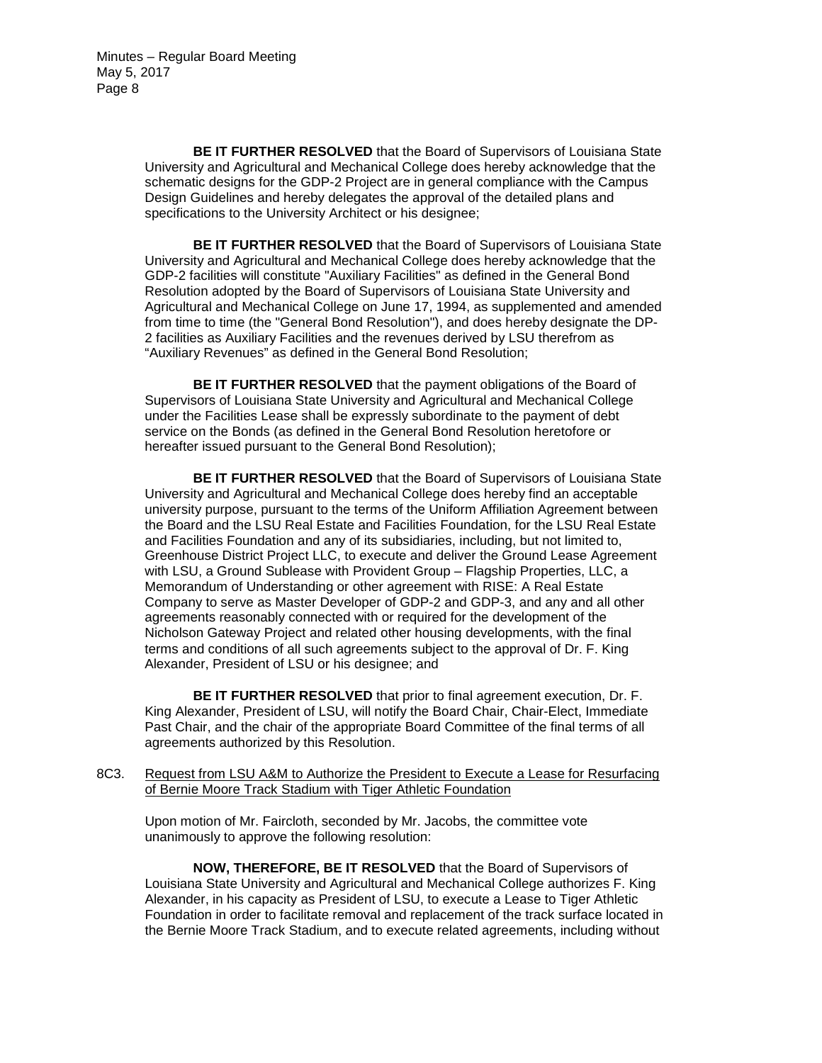**BE IT FURTHER RESOLVED** that the Board of Supervisors of Louisiana State University and Agricultural and Mechanical College does hereby acknowledge that the schematic designs for the GDP-2 Project are in general compliance with the Campus Design Guidelines and hereby delegates the approval of the detailed plans and specifications to the University Architect or his designee;

**BE IT FURTHER RESOLVED** that the Board of Supervisors of Louisiana State University and Agricultural and Mechanical College does hereby acknowledge that the GDP-2 facilities will constitute "Auxiliary Facilities" as defined in the General Bond Resolution adopted by the Board of Supervisors of Louisiana State University and Agricultural and Mechanical College on June 17, 1994, as supplemented and amended from time to time (the "General Bond Resolution"), and does hereby designate the DP-2 facilities as Auxiliary Facilities and the revenues derived by LSU therefrom as "Auxiliary Revenues" as defined in the General Bond Resolution;

**BE IT FURTHER RESOLVED** that the payment obligations of the Board of Supervisors of Louisiana State University and Agricultural and Mechanical College under the Facilities Lease shall be expressly subordinate to the payment of debt service on the Bonds (as defined in the General Bond Resolution heretofore or hereafter issued pursuant to the General Bond Resolution);

**BE IT FURTHER RESOLVED** that the Board of Supervisors of Louisiana State University and Agricultural and Mechanical College does hereby find an acceptable university purpose, pursuant to the terms of the Uniform Affiliation Agreement between the Board and the LSU Real Estate and Facilities Foundation, for the LSU Real Estate and Facilities Foundation and any of its subsidiaries, including, but not limited to, Greenhouse District Project LLC, to execute and deliver the Ground Lease Agreement with LSU, a Ground Sublease with Provident Group – Flagship Properties, LLC, a Memorandum of Understanding or other agreement with RISE: A Real Estate Company to serve as Master Developer of GDP-2 and GDP-3, and any and all other agreements reasonably connected with or required for the development of the Nicholson Gateway Project and related other housing developments, with the final terms and conditions of all such agreements subject to the approval of Dr. F. King Alexander, President of LSU or his designee; and

**BE IT FURTHER RESOLVED** that prior to final agreement execution, Dr. F. King Alexander, President of LSU, will notify the Board Chair, Chair-Elect, Immediate Past Chair, and the chair of the appropriate Board Committee of the final terms of all agreements authorized by this Resolution.

8C3. Request from LSU A&M to Authorize the President to Execute a Lease for Resurfacing of Bernie Moore Track Stadium with Tiger Athletic Foundation

Upon motion of Mr. Faircloth, seconded by Mr. Jacobs, the committee vote unanimously to approve the following resolution:

**NOW, THEREFORE, BE IT RESOLVED** that the Board of Supervisors of Louisiana State University and Agricultural and Mechanical College authorizes F. King Alexander, in his capacity as President of LSU, to execute a Lease to Tiger Athletic Foundation in order to facilitate removal and replacement of the track surface located in the Bernie Moore Track Stadium, and to execute related agreements, including without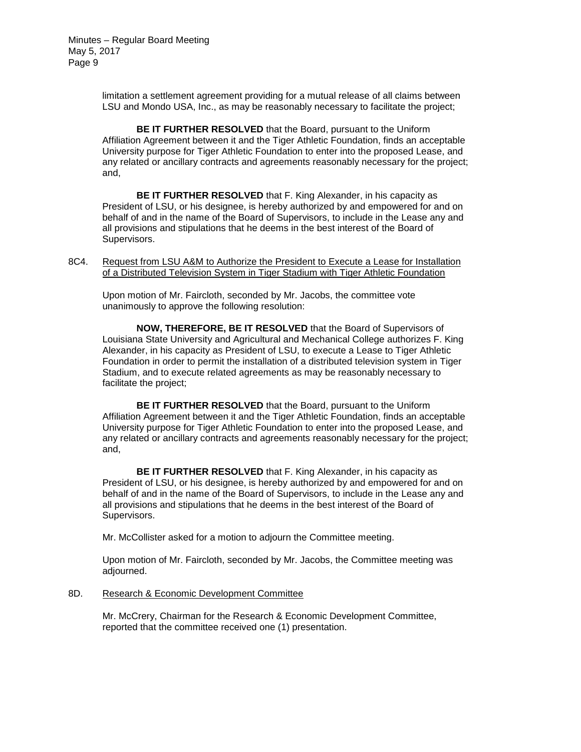limitation a settlement agreement providing for a mutual release of all claims between LSU and Mondo USA, Inc., as may be reasonably necessary to facilitate the project;

**BE IT FURTHER RESOLVED** that the Board, pursuant to the Uniform Affiliation Agreement between it and the Tiger Athletic Foundation, finds an acceptable University purpose for Tiger Athletic Foundation to enter into the proposed Lease, and any related or ancillary contracts and agreements reasonably necessary for the project; and,

**BE IT FURTHER RESOLVED** that F. King Alexander, in his capacity as President of LSU, or his designee, is hereby authorized by and empowered for and on behalf of and in the name of the Board of Supervisors, to include in the Lease any and all provisions and stipulations that he deems in the best interest of the Board of Supervisors.

8C4. Request from LSU A&M to Authorize the President to Execute a Lease for Installation of a Distributed Television System in Tiger Stadium with Tiger Athletic Foundation

Upon motion of Mr. Faircloth, seconded by Mr. Jacobs, the committee vote unanimously to approve the following resolution:

**NOW, THEREFORE, BE IT RESOLVED** that the Board of Supervisors of Louisiana State University and Agricultural and Mechanical College authorizes F. King Alexander, in his capacity as President of LSU, to execute a Lease to Tiger Athletic Foundation in order to permit the installation of a distributed television system in Tiger Stadium, and to execute related agreements as may be reasonably necessary to facilitate the project;

**BE IT FURTHER RESOLVED** that the Board, pursuant to the Uniform Affiliation Agreement between it and the Tiger Athletic Foundation, finds an acceptable University purpose for Tiger Athletic Foundation to enter into the proposed Lease, and any related or ancillary contracts and agreements reasonably necessary for the project; and,

**BE IT FURTHER RESOLVED** that F. King Alexander, in his capacity as President of LSU, or his designee, is hereby authorized by and empowered for and on behalf of and in the name of the Board of Supervisors, to include in the Lease any and all provisions and stipulations that he deems in the best interest of the Board of Supervisors.

Mr. McCollister asked for a motion to adjourn the Committee meeting.

Upon motion of Mr. Faircloth, seconded by Mr. Jacobs, the Committee meeting was adjourned.

8D. Research & Economic Development Committee

Mr. McCrery, Chairman for the Research & Economic Development Committee, reported that the committee received one (1) presentation.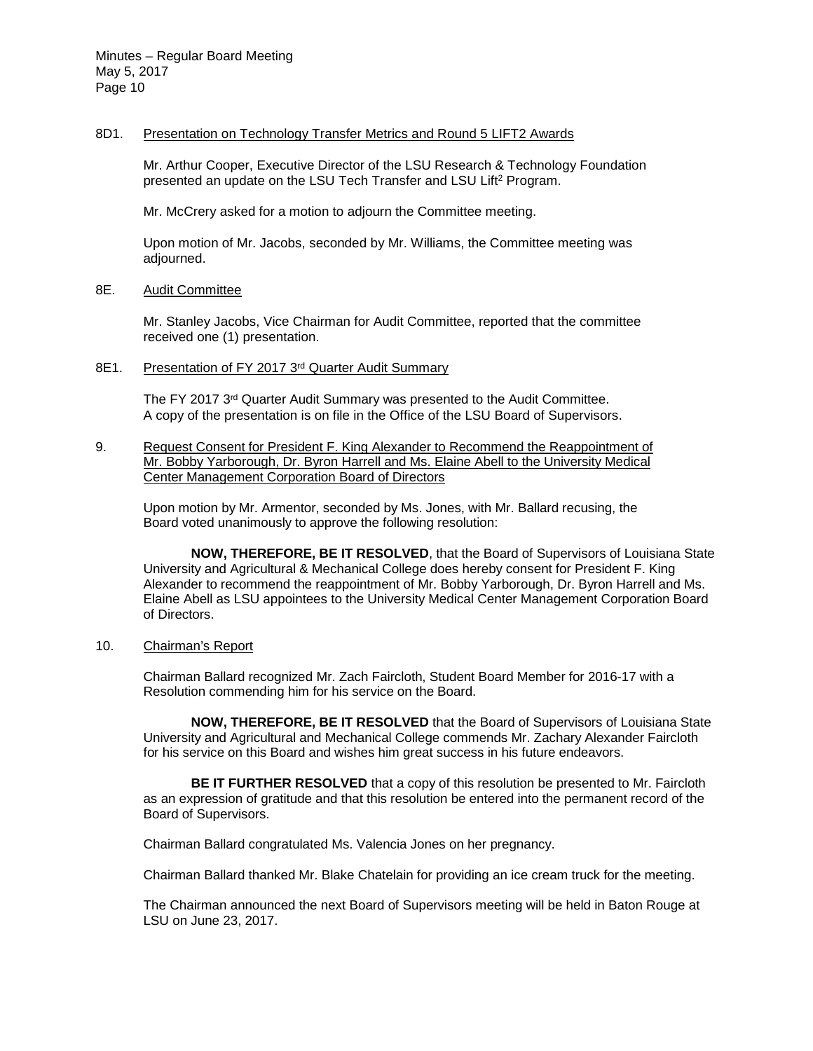8D1. Presentation on Technology Transfer Metrics and Round 5 LIFT2 Awards

Mr. Arthur Cooper, Executive Director of the LSU Research & Technology Foundation presented an update on the LSU Tech Transfer and LSU Lift[2] Program.

Mr. McCrery asked for a motion to adjourn the Committee meeting.

Upon motion of Mr. Jacobs, seconded by Mr. Williams, the Committee meeting was adjourned.

8E. Audit Committee

Mr. Stanley Jacobs, Vice Chairman for Audit Committee, reported that the committee received one (1) presentation.

8E1. Presentation of FY 2017 3rd Quarter Audit Summary

The FY 2017 3rd Quarter Audit Summary was presented to the Audit Committee. A copy of the presentation is on file in the Office of the LSU Board of Supervisors.

9. Request Consent for President F. King Alexander to Recommend the Reappointment of Mr. Bobby Yarborough, Dr. Byron Harrell and Ms. Elaine Abell to the University Medical Center Management Corporation Board of Directors

Upon motion by Mr. Armentor, seconded by Ms. Jones, with Mr. Ballard recusing, the Board voted unanimously to approve the following resolution:

**NOW, THEREFORE, BE IT RESOLVED**, that the Board of Supervisors of Louisiana State University and Agricultural & Mechanical College does hereby consent for President F. King Alexander to recommend the reappointment of Mr. Bobby Yarborough, Dr. Byron Harrell and Ms. Elaine Abell as LSU appointees to the University Medical Center Management Corporation Board of Directors.

10. Chairman's Report

Chairman Ballard recognized Mr. Zach Faircloth, Student Board Member for 2016-17 with a Resolution commending him for his service on the Board.

**NOW, THEREFORE, BE IT RESOLVED** that the Board of Supervisors of Louisiana State University and Agricultural and Mechanical College commends Mr. Zachary Alexander Faircloth for his service on this Board and wishes him great success in his future endeavors.

**BE IT FURTHER RESOLVED** that a copy of this resolution be presented to Mr. Faircloth as an expression of gratitude and that this resolution be entered into the permanent record of the Board of Supervisors.

Chairman Ballard congratulated Ms. Valencia Jones on her pregnancy.

Chairman Ballard thanked Mr. Blake Chatelain for providing an ice cream truck for the meeting.

The Chairman announced the next Board of Supervisors meeting will be held in Baton Rouge at LSU on June 23, 2017.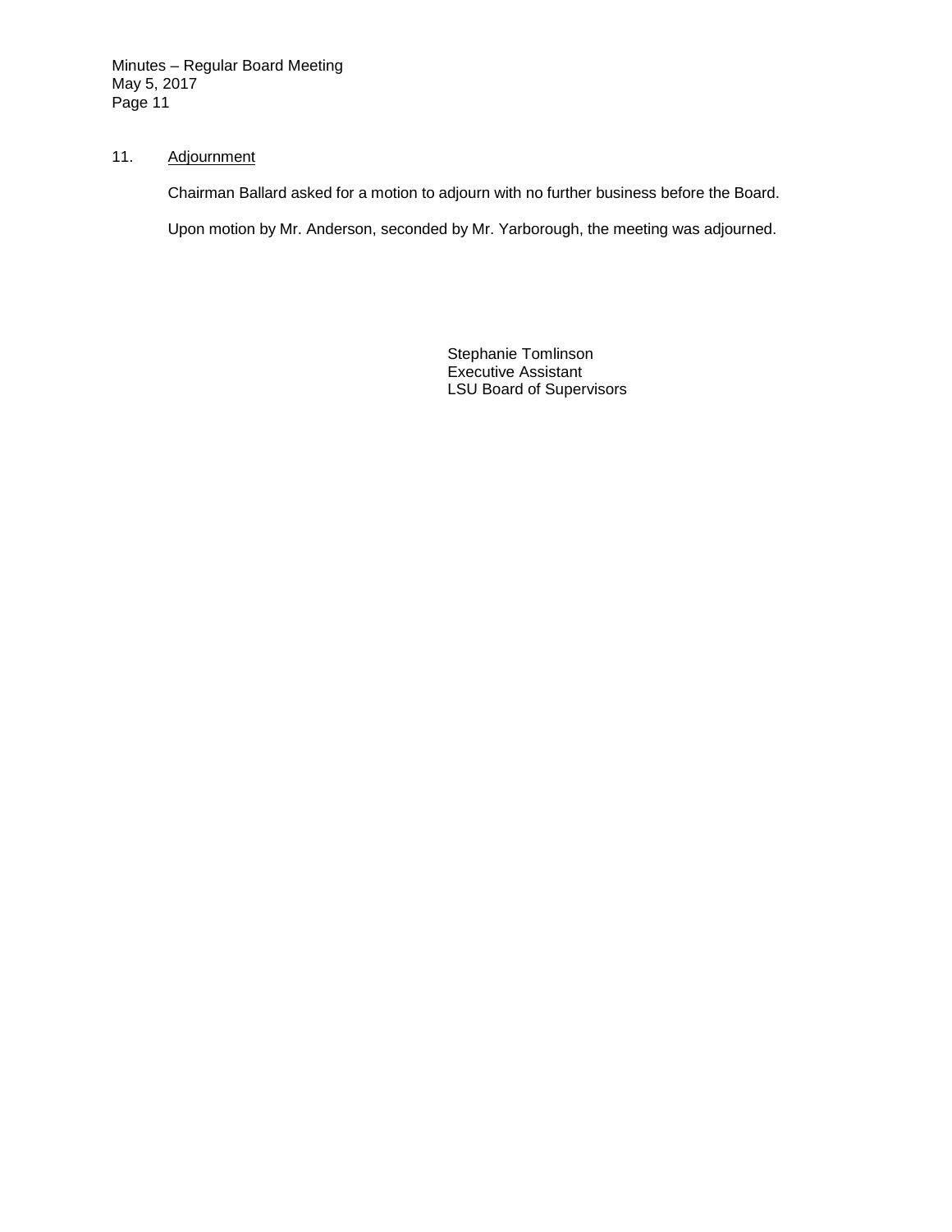## 11. Adjournment

Chairman Ballard asked for a motion to adjourn with no further business before the Board.

Upon motion by Mr. Anderson, seconded by Mr. Yarborough, the meeting was adjourned.

Stephanie Tomlinson
Executive Assistant
LSU Board of Supervisors